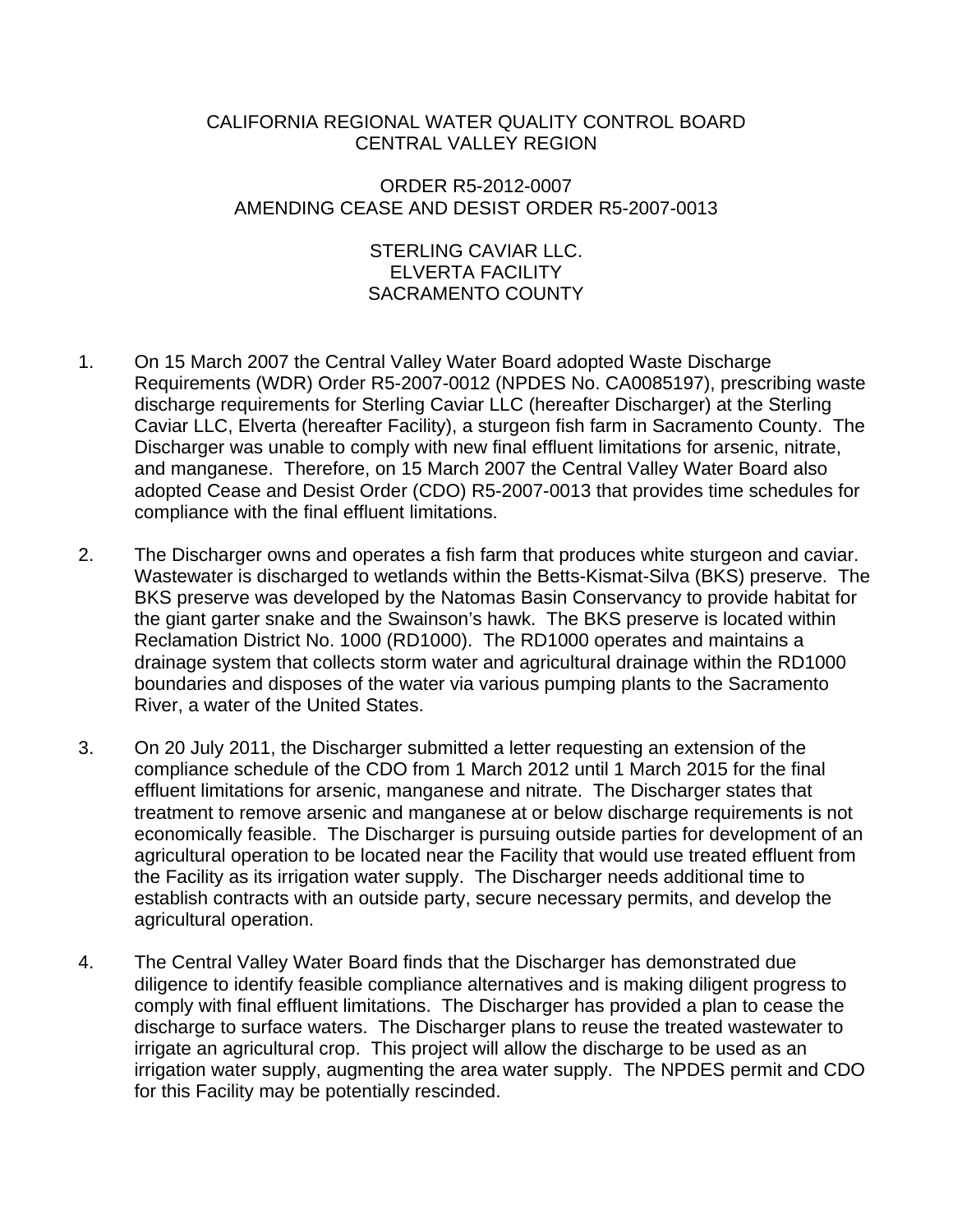CALIFORNIA REGIONAL WATER QUALITY CONTROL BOARD
CENTRAL VALLEY REGION

ORDER R5-2012-0007
AMENDING CEASE AND DESIST ORDER R5-2007-0013

STERLING CAVIAR LLC.
ELVERTA FACILITY
SACRAMENTO COUNTY

1. On 15 March 2007 the Central Valley Water Board adopted Waste Discharge Requirements (WDR) Order R5-2007-0012 (NPDES No. CA0085197), prescribing waste discharge requirements for Sterling Caviar LLC (hereafter Discharger) at the Sterling Caviar LLC, Elverta (hereafter Facility), a sturgeon fish farm in Sacramento County. The Discharger was unable to comply with new final effluent limitations for arsenic, nitrate, and manganese. Therefore, on 15 March 2007 the Central Valley Water Board also adopted Cease and Desist Order (CDO) R5-2007-0013 that provides time schedules for compliance with the final effluent limitations.

2. The Discharger owns and operates a fish farm that produces white sturgeon and caviar. Wastewater is discharged to wetlands within the Betts-Kismat-Silva (BKS) preserve. The BKS preserve was developed by the Natomas Basin Conservancy to provide habitat for the giant garter snake and the Swainson's hawk. The BKS preserve is located within Reclamation District No. 1000 (RD1000). The RD1000 operates and maintains a drainage system that collects storm water and agricultural drainage within the RD1000 boundaries and disposes of the water via various pumping plants to the Sacramento River, a water of the United States.

3. On 20 July 2011, the Discharger submitted a letter requesting an extension of the compliance schedule of the CDO from 1 March 2012 until 1 March 2015 for the final effluent limitations for arsenic, manganese and nitrate. The Discharger states that treatment to remove arsenic and manganese at or below discharge requirements is not economically feasible. The Discharger is pursuing outside parties for development of an agricultural operation to be located near the Facility that would use treated effluent from the Facility as its irrigation water supply. The Discharger needs additional time to establish contracts with an outside party, secure necessary permits, and develop the agricultural operation.

4. The Central Valley Water Board finds that the Discharger has demonstrated due diligence to identify feasible compliance alternatives and is making diligent progress to comply with final effluent limitations. The Discharger has provided a plan to cease the discharge to surface waters. The Discharger plans to reuse the treated wastewater to irrigate an agricultural crop. This project will allow the discharge to be used as an irrigation water supply, augmenting the area water supply. The NPDES permit and CDO for this Facility may be potentially rescinded.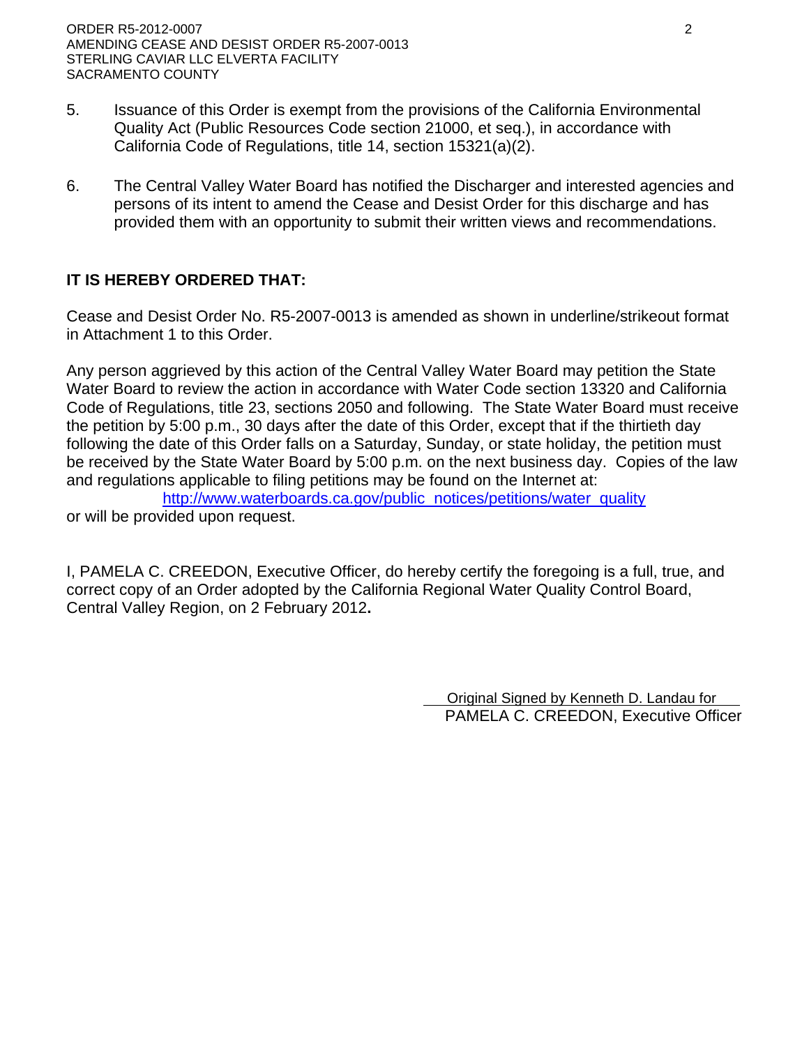5. Issuance of this Order is exempt from the provisions of the California Environmental Quality Act (Public Resources Code section 21000, et seq.), in accordance with California Code of Regulations, title 14, section 15321(a)(2).

6. The Central Valley Water Board has notified the Discharger and interested agencies and persons of its intent to amend the Cease and Desist Order for this discharge and has provided them with an opportunity to submit their written views and recommendations.

**IT IS HEREBY ORDERED THAT:**

Cease and Desist Order No. R5-2007-0013 is amended as shown in underline/strikeout format in Attachment 1 to this Order.

Any person aggrieved by this action of the Central Valley Water Board may petition the State Water Board to review the action in accordance with Water Code section 13320 and California Code of Regulations, title 23, sections 2050 and following. The State Water Board must receive the petition by 5:00 p.m., 30 days after the date of this Order, except that if the thirtieth day following the date of this Order falls on a Saturday, Sunday, or state holiday, the petition must be received by the State Water Board by 5:00 p.m. on the next business day. Copies of the law and regulations applicable to filing petitions may be found on the Internet at:

http://www.waterboards.ca.gov/public_notices/petitions/water_quality

or will be provided upon request.

I, PAMELA C. CREEDON, Executive Officer, do hereby certify the foregoing is a full, true, and correct copy of an Order adopted by the California Regional Water Quality Control Board, Central Valley Region, on 2 February 2012**.**

Original Signed by Kenneth D. Landau for
PAMELA C. CREEDON, Executive Officer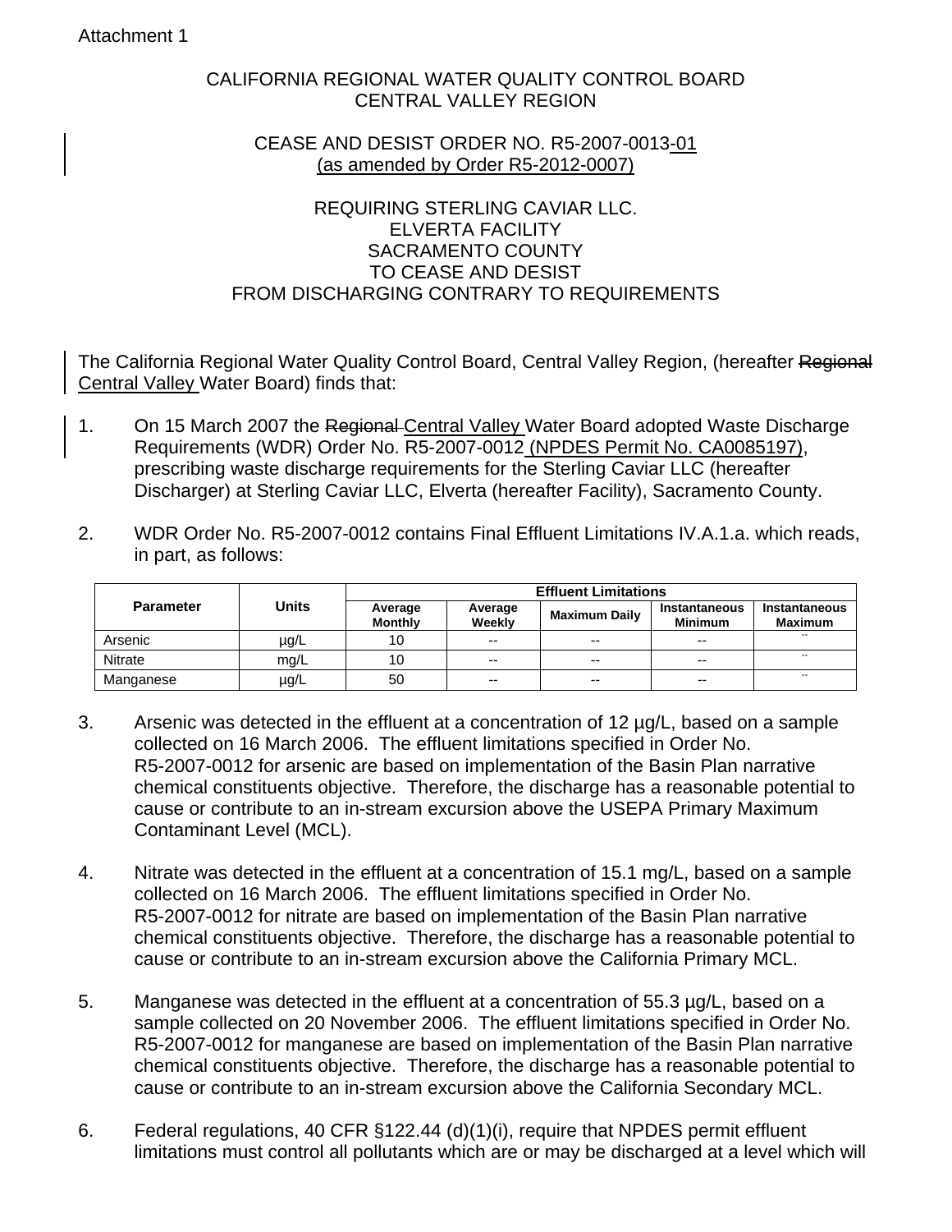Attachment 1

CALIFORNIA REGIONAL WATER QUALITY CONTROL BOARD
CENTRAL VALLEY REGION

CEASE AND DESIST ORDER NO. R5-2007-0013-01
(as amended by Order R5-2012-0007)

REQUIRING STERLING CAVIAR LLC.
ELVERTA FACILITY
SACRAMENTO COUNTY
TO CEASE AND DESIST
FROM DISCHARGING CONTRARY TO REQUIREMENTS

The California Regional Water Quality Control Board, Central Valley Region, (hereafter ~~Regional~~ Central Valley Water Board) finds that:

1. On 15 March 2007 the ~~Regional~~ Central Valley Water Board adopted Waste Discharge Requirements (WDR) Order No. R5-2007-0012 (NPDES Permit No. CA0085197), prescribing waste discharge requirements for the Sterling Caviar LLC (hereafter Discharger) at Sterling Caviar LLC, Elverta (hereafter Facility), Sacramento County.

2. WDR Order No. R5-2007-0012 contains Final Effluent Limitations IV.A.1.a. which reads, in part, as follows:

| Parameter | Units | Effluent Limitations | | | | |
|---|---|---|---|---|---|---|
| | | Average Monthly | Average Weekly | Maximum Daily | Instantaneous Minimum | Instantaneous Maximum |
| Arsenic | µg/L | 10 | -- | -- | -- | -- |
| Nitrate | mg/L | 10 | -- | -- | -- | -- |
| Manganese | µg/L | 50 | -- | -- | -- | -- |

3. Arsenic was detected in the effluent at a concentration of 12 µg/L, based on a sample collected on 16 March 2006. The effluent limitations specified in Order No. R5-2007-0012 for arsenic are based on implementation of the Basin Plan narrative chemical constituents objective. Therefore, the discharge has a reasonable potential to cause or contribute to an in-stream excursion above the USEPA Primary Maximum Contaminant Level (MCL).

4. Nitrate was detected in the effluent at a concentration of 15.1 mg/L, based on a sample collected on 16 March 2006. The effluent limitations specified in Order No. R5-2007-0012 for nitrate are based on implementation of the Basin Plan narrative chemical constituents objective. Therefore, the discharge has a reasonable potential to cause or contribute to an in-stream excursion above the California Primary MCL.

5. Manganese was detected in the effluent at a concentration of 55.3 µg/L, based on a sample collected on 20 November 2006. The effluent limitations specified in Order No. R5-2007-0012 for manganese are based on implementation of the Basin Plan narrative chemical constituents objective. Therefore, the discharge has a reasonable potential to cause or contribute to an in-stream excursion above the California Secondary MCL.

6. Federal regulations, 40 CFR §122.44 (d)(1)(i), require that NPDES permit effluent limitations must control all pollutants which are or may be discharged at a level which will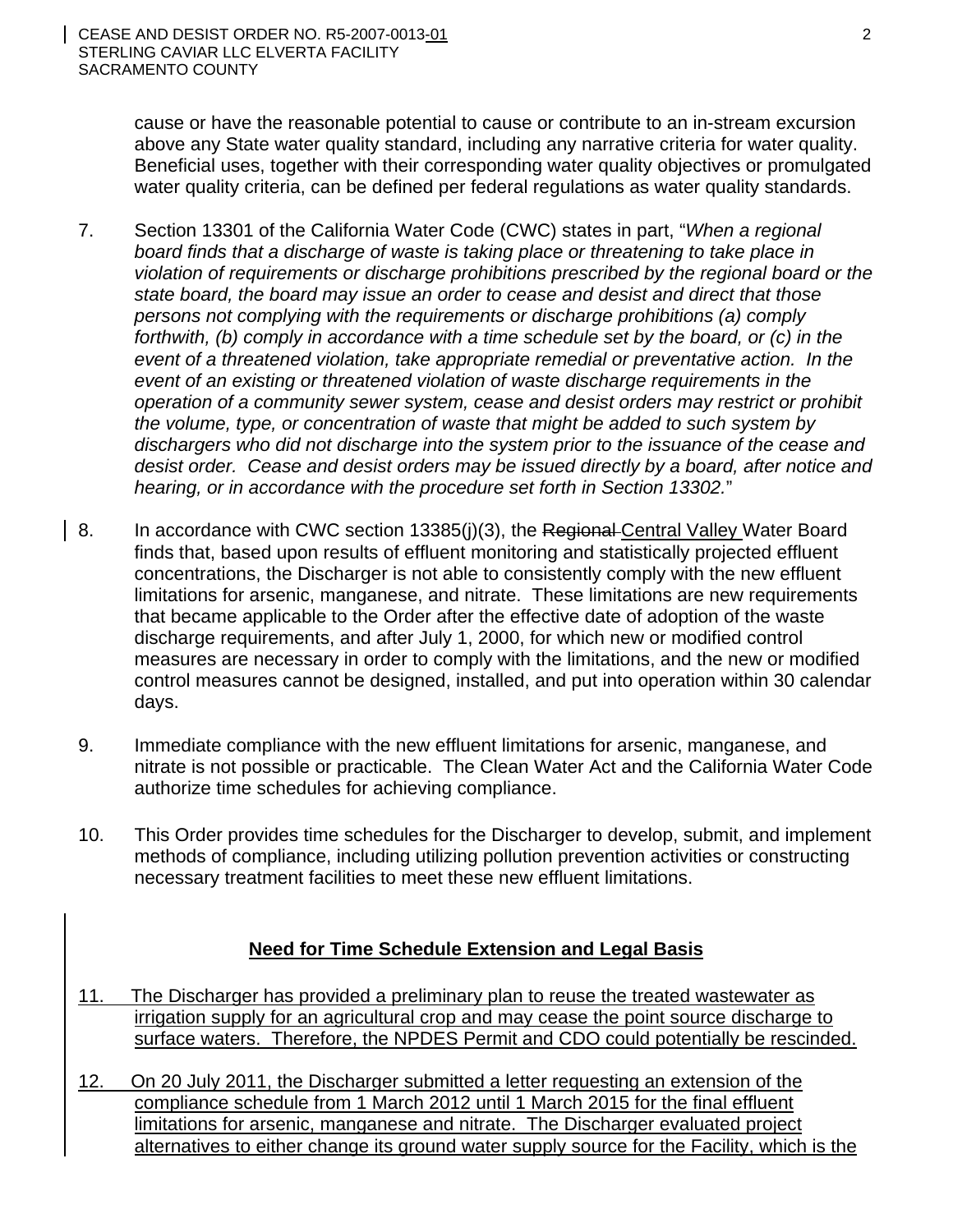cause or have the reasonable potential to cause or contribute to an in-stream excursion above any State water quality standard, including any narrative criteria for water quality. Beneficial uses, together with their corresponding water quality objectives or promulgated water quality criteria, can be defined per federal regulations as water quality standards.

7. Section 13301 of the California Water Code (CWC) states in part, "*When a regional board finds that a discharge of waste is taking place or threatening to take place in violation of requirements or discharge prohibitions prescribed by the regional board or the state board, the board may issue an order to cease and desist and direct that those persons not complying with the requirements or discharge prohibitions (a) comply forthwith, (b) comply in accordance with a time schedule set by the board, or (c) in the event of a threatened violation, take appropriate remedial or preventative action. In the event of an existing or threatened violation of waste discharge requirements in the operation of a community sewer system, cease and desist orders may restrict or prohibit the volume, type, or concentration of waste that might be added to such system by dischargers who did not discharge into the system prior to the issuance of the cease and desist order. Cease and desist orders may be issued directly by a board, after notice and hearing, or in accordance with the procedure set forth in Section 13302.*"

8. In accordance with CWC section 13385(j)(3), the ~~Regional~~ Central Valley Water Board finds that, based upon results of effluent monitoring and statistically projected effluent concentrations, the Discharger is not able to consistently comply with the new effluent limitations for arsenic, manganese, and nitrate. These limitations are new requirements that became applicable to the Order after the effective date of adoption of the waste discharge requirements, and after July 1, 2000, for which new or modified control measures are necessary in order to comply with the limitations, and the new or modified control measures cannot be designed, installed, and put into operation within 30 calendar days.

9. Immediate compliance with the new effluent limitations for arsenic, manganese, and nitrate is not possible or practicable. The Clean Water Act and the California Water Code authorize time schedules for achieving compliance.

10. This Order provides time schedules for the Discharger to develop, submit, and implement methods of compliance, including utilizing pollution prevention activities or constructing necessary treatment facilities to meet these new effluent limitations.

## Need for Time Schedule Extension and Legal Basis

11. The Discharger has provided a preliminary plan to reuse the treated wastewater as irrigation supply for an agricultural crop and may cease the point source discharge to surface waters. Therefore, the NPDES Permit and CDO could potentially be rescinded.

12. On 20 July 2011, the Discharger submitted a letter requesting an extension of the compliance schedule from 1 March 2012 until 1 March 2015 for the final effluent limitations for arsenic, manganese and nitrate. The Discharger evaluated project alternatives to either change its ground water supply source for the Facility, which is the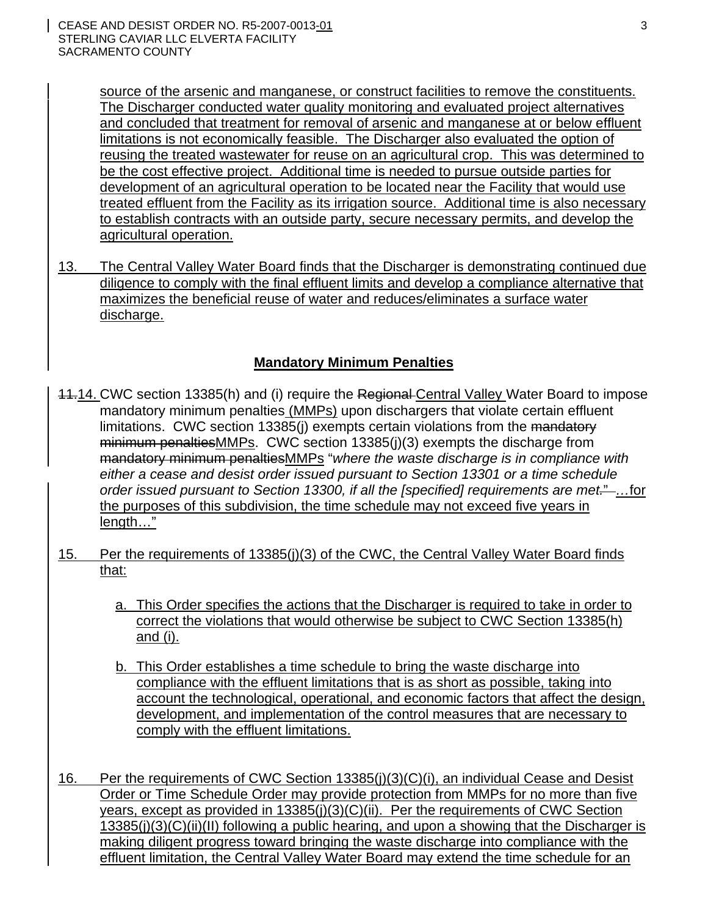source of the arsenic and manganese, or construct facilities to remove the constituents. The Discharger conducted water quality monitoring and evaluated project alternatives and concluded that treatment for removal of arsenic and manganese at or below effluent limitations is not economically feasible. The Discharger also evaluated the option of reusing the treated wastewater for reuse on an agricultural crop. This was determined to be the cost effective project. Additional time is needed to pursue outside parties for development of an agricultural operation to be located near the Facility that would use treated effluent from the Facility as its irrigation source. Additional time is also necessary to establish contracts with an outside party, secure necessary permits, and develop the agricultural operation.

13. The Central Valley Water Board finds that the Discharger is demonstrating continued due diligence to comply with the final effluent limits and develop a compliance alternative that maximizes the beneficial reuse of water and reduces/eliminates a surface water discharge.

## Mandatory Minimum Penalties

~~11.~~14. CWC section 13385(h) and (i) require the ~~Regional~~ Central Valley Water Board to impose mandatory minimum penalties (MMPs) upon dischargers that violate certain effluent limitations. CWC section 13385(j) exempts certain violations from the ~~mandatory minimum penalties~~MMPs. CWC section 13385(j)(3) exempts the discharge from ~~mandatory minimum penalties~~MMPs "*where the waste discharge is in compliance with either a cease and desist order issued pursuant to Section 13301 or a time schedule order issued pursuant to Section 13300, if all the [specified] requirements are met.*~~"~~ …for the purposes of this subdivision, the time schedule may not exceed five years in length…"

15. Per the requirements of 13385(j)(3) of the CWC, the Central Valley Water Board finds that:

   a. This Order specifies the actions that the Discharger is required to take in order to correct the violations that would otherwise be subject to CWC Section 13385(h) and (i).

   b. This Order establishes a time schedule to bring the waste discharge into compliance with the effluent limitations that is as short as possible, taking into account the technological, operational, and economic factors that affect the design, development, and implementation of the control measures that are necessary to comply with the effluent limitations.

16. Per the requirements of CWC Section 13385(j)(3)(C)(i), an individual Cease and Desist Order or Time Schedule Order may provide protection from MMPs for no more than five years, except as provided in 13385(j)(3)(C)(ii). Per the requirements of CWC Section 13385(j)(3)(C)(ii)(II) following a public hearing, and upon a showing that the Discharger is making diligent progress toward bringing the waste discharge into compliance with the effluent limitation, the Central Valley Water Board may extend the time schedule for an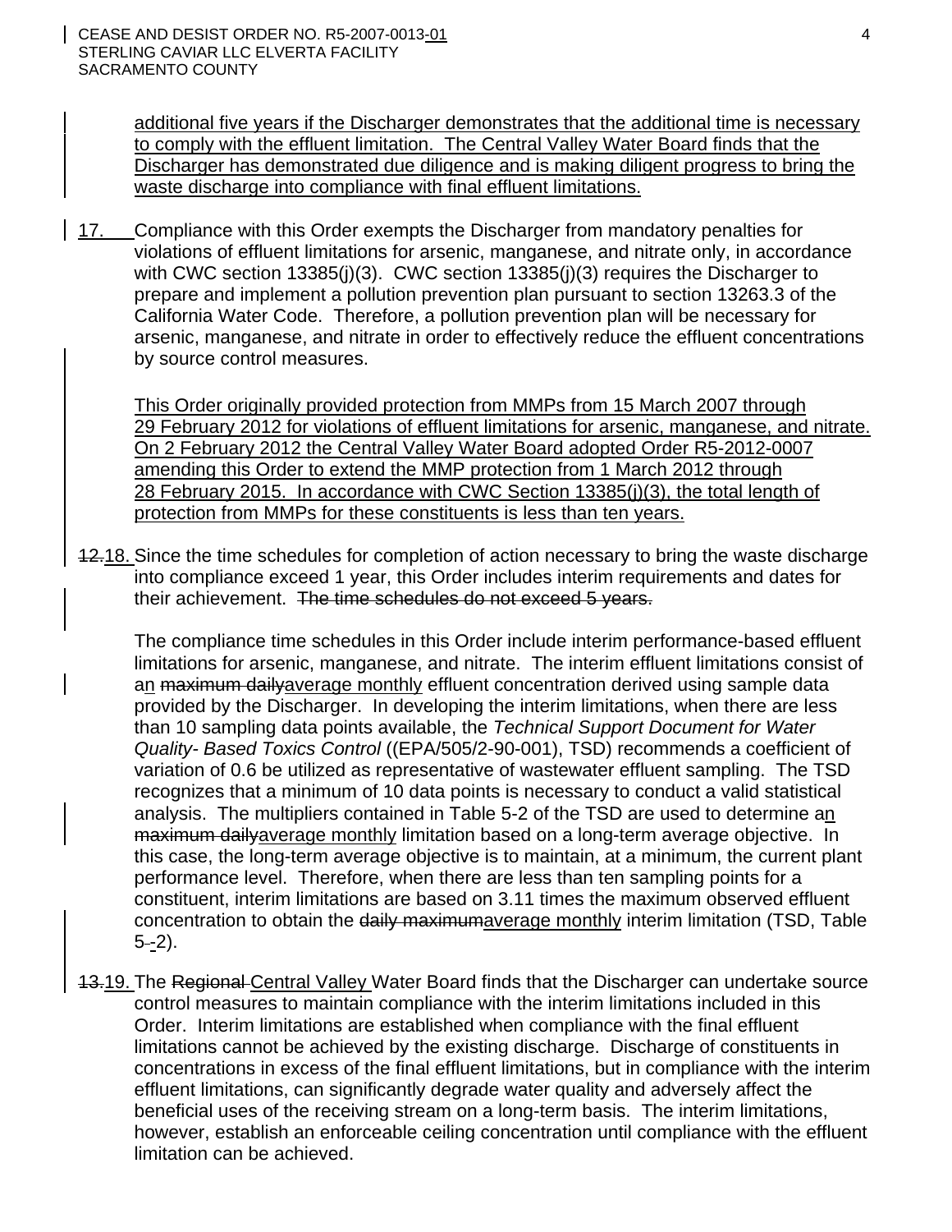additional five years if the Discharger demonstrates that the additional time is necessary to comply with the effluent limitation. The Central Valley Water Board finds that the Discharger has demonstrated due diligence and is making diligent progress to bring the waste discharge into compliance with final effluent limitations.

17. Compliance with this Order exempts the Discharger from mandatory penalties for violations of effluent limitations for arsenic, manganese, and nitrate only, in accordance with CWC section 13385(j)(3). CWC section 13385(j)(3) requires the Discharger to prepare and implement a pollution prevention plan pursuant to section 13263.3 of the California Water Code. Therefore, a pollution prevention plan will be necessary for arsenic, manganese, and nitrate in order to effectively reduce the effluent concentrations by source control measures.

   This Order originally provided protection from MMPs from 15 March 2007 through 29 February 2012 for violations of effluent limitations for arsenic, manganese, and nitrate. On 2 February 2012 the Central Valley Water Board adopted Order R5-2012-0007 amending this Order to extend the MMP protection from 1 March 2012 through 28 February 2015. In accordance with CWC Section 13385(j)(3), the total length of protection from MMPs for these constituents is less than ten years.

~~12.~~18. Since the time schedules for completion of action necessary to bring the waste discharge into compliance exceed 1 year, this Order includes interim requirements and dates for their achievement. ~~The time schedules do not exceed 5 years.~~

   The compliance time schedules in this Order include interim performance-based effluent limitations for arsenic, manganese, and nitrate. The interim effluent limitations consist of an ~~maximum daily~~average monthly effluent concentration derived using sample data provided by the Discharger. In developing the interim limitations, when there are less than 10 sampling data points available, the *Technical Support Document for Water Quality- Based Toxics Control* ((EPA/505/2-90-001), TSD) recommends a coefficient of variation of 0.6 be utilized as representative of wastewater effluent sampling. The TSD recognizes that a minimum of 10 data points is necessary to conduct a valid statistical analysis. The multipliers contained in Table 5-2 of the TSD are used to determine an ~~maximum daily~~average monthly limitation based on a long-term average objective. In this case, the long-term average objective is to maintain, at a minimum, the current plant performance level. Therefore, when there are less than ten sampling points for a constituent, interim limitations are based on 3.11 times the maximum observed effluent concentration to obtain the ~~daily maximum~~average monthly interim limitation (TSD, Table 5-2).

~~13.~~19. The ~~Regional~~ Central Valley Water Board finds that the Discharger can undertake source control measures to maintain compliance with the interim limitations included in this Order. Interim limitations are established when compliance with the final effluent limitations cannot be achieved by the existing discharge. Discharge of constituents in concentrations in excess of the final effluent limitations, but in compliance with the interim effluent limitations, can significantly degrade water quality and adversely affect the beneficial uses of the receiving stream on a long-term basis. The interim limitations, however, establish an enforceable ceiling concentration until compliance with the effluent limitation can be achieved.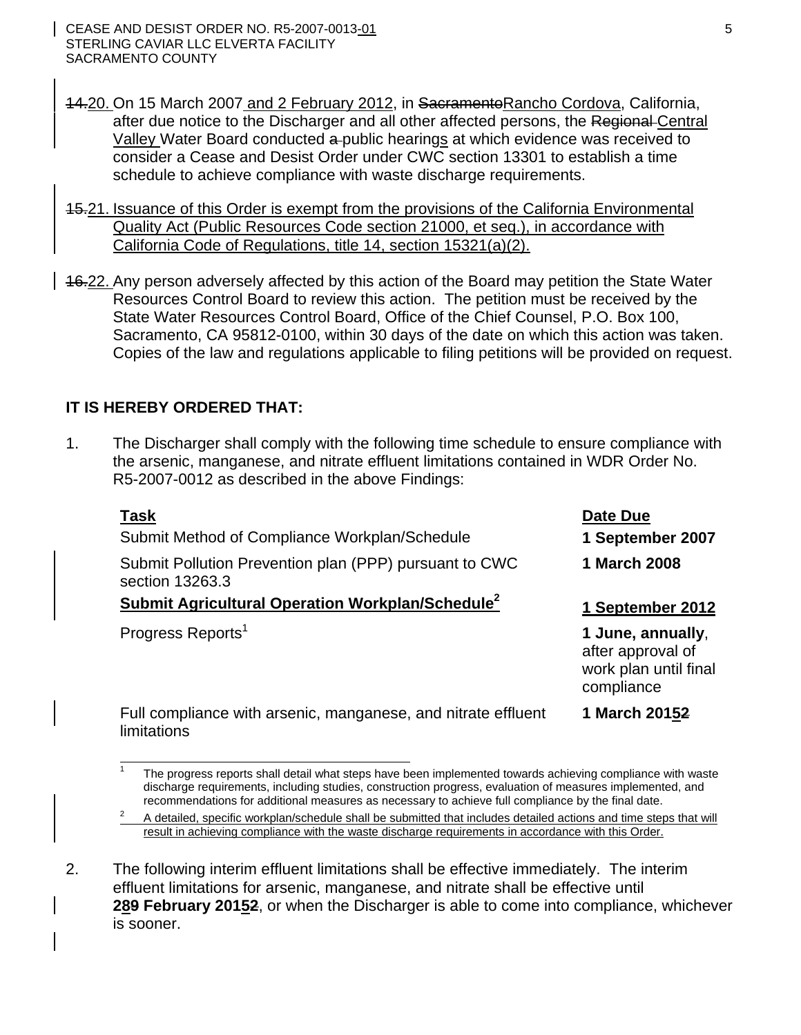14.20. On 15 March 2007 and 2 February 2012, in SacramentoRancho Cordova, California, after due notice to the Discharger and all other affected persons, the Regional Central Valley Water Board conducted a public hearings at which evidence was received to consider a Cease and Desist Order under CWC section 13301 to establish a time schedule to achieve compliance with waste discharge requirements.

15.21. Issuance of this Order is exempt from the provisions of the California Environmental Quality Act (Public Resources Code section 21000, et seq.), in accordance with California Code of Regulations, title 14, section 15321(a)(2).

16.22. Any person adversely affected by this action of the Board may petition the State Water Resources Control Board to review this action. The petition must be received by the State Water Resources Control Board, Office of the Chief Counsel, P.O. Box 100, Sacramento, CA 95812-0100, within 30 days of the date on which this action was taken. Copies of the law and regulations applicable to filing petitions will be provided on request.

**IT IS HEREBY ORDERED THAT:**

1. The Discharger shall comply with the following time schedule to ensure compliance with the arsenic, manganese, and nitrate effluent limitations contained in WDR Order No. R5-2007-0012 as described in the above Findings:

| Task | Date Due |
|---|---|
| Submit Method of Compliance Workplan/Schedule | **1 September 2007** |
| Submit Pollution Prevention plan (PPP) pursuant to CWC section 13263.3 | **1 March 2008** |
| **Submit Agricultural Operation Workplan/Schedule[2]** | **1 September 2012** |
| Progress Reports[1] | **1 June, annually**, after approval of work plan until final compliance |
| Full compliance with arsenic, manganese, and nitrate effluent limitations | **1 March 20152** |

[1] The progress reports shall detail what steps have been implemented towards achieving compliance with waste discharge requirements, including studies, construction progress, evaluation of measures implemented, and recommendations for additional measures as necessary to achieve full compliance by the final date.

[2] A detailed, specific workplan/schedule shall be submitted that includes detailed actions and time steps that will result in achieving compliance with the waste discharge requirements in accordance with this Order.

2. The following interim effluent limitations shall be effective immediately. The interim effluent limitations for arsenic, manganese, and nitrate shall be effective until **289 February 20152**, or when the Discharger is able to come into compliance, whichever is sooner.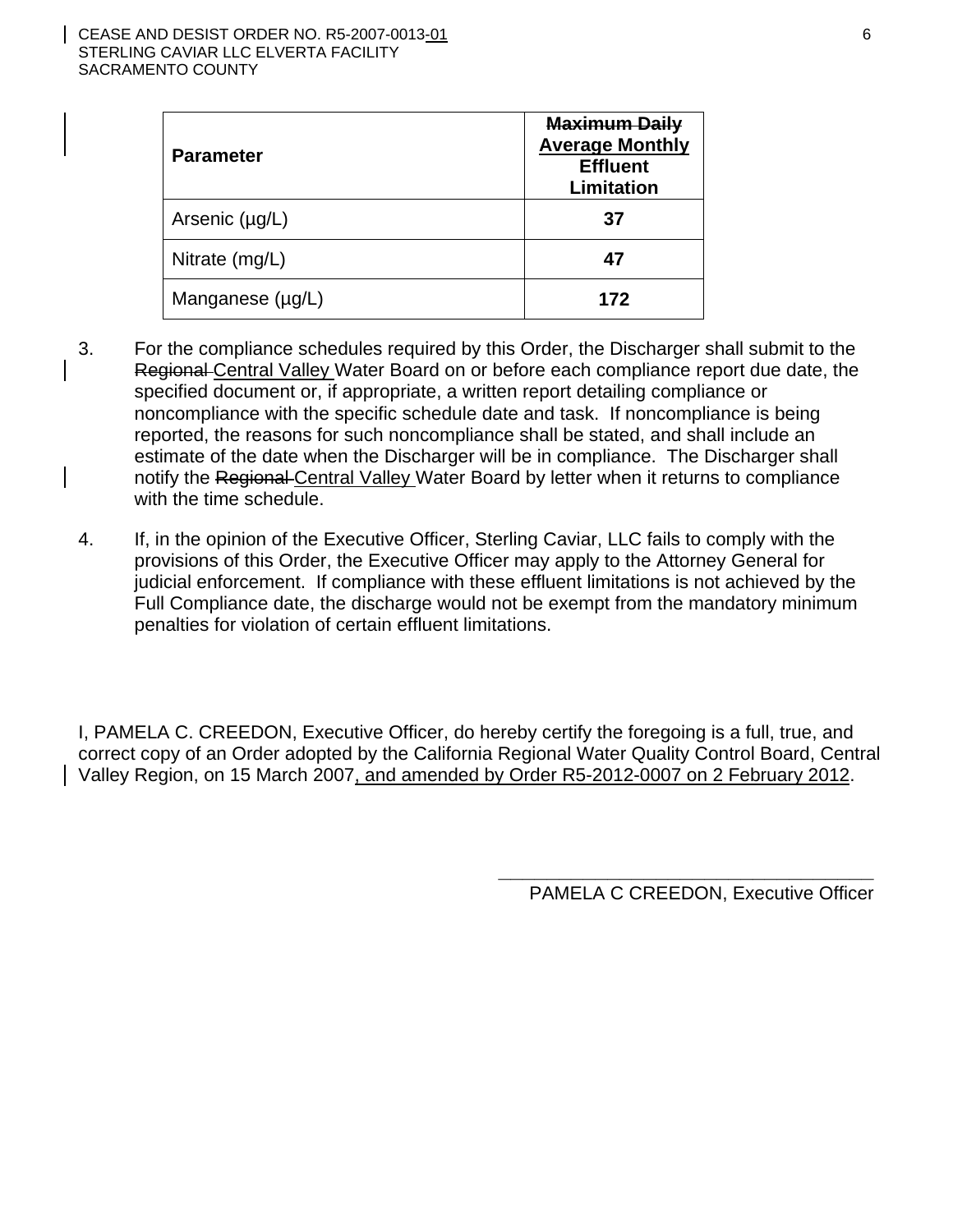| Parameter | ~~Maximum Daily~~ <u>Average Monthly</u> Effluent Limitation |
|---|---|
| Arsenic (µg/L) | **37** |
| Nitrate (mg/L) | **47** |
| Manganese (µg/L) | **172** |

3. For the compliance schedules required by this Order, the Discharger shall submit to the ~~Regional~~ <u>Central Valley</u> Water Board on or before each compliance report due date, the specified document or, if appropriate, a written report detailing compliance or noncompliance with the specific schedule date and task. If noncompliance is being reported, the reasons for such noncompliance shall be stated, and shall include an estimate of the date when the Discharger will be in compliance. The Discharger shall notify the ~~Regional~~ <u>Central Valley</u> Water Board by letter when it returns to compliance with the time schedule.

4. If, in the opinion of the Executive Officer, Sterling Caviar, LLC fails to comply with the provisions of this Order, the Executive Officer may apply to the Attorney General for judicial enforcement. If compliance with these effluent limitations is not achieved by the Full Compliance date, the discharge would not be exempt from the mandatory minimum penalties for violation of certain effluent limitations.

I, PAMELA C. CREEDON, Executive Officer, do hereby certify the foregoing is a full, true, and correct copy of an Order adopted by the California Regional Water Quality Control Board, Central Valley Region, on 15 March 2007<u>, and amended by Order R5-2012-0007 on 2 February 2012</u>.

\_\_\_\_\_\_\_\_\_\_\_\_\_\_\_\_\_\_\_\_\_\_\_\_\_\_\_\_\_\_\_\_\_\_\_\_\_\_

PAMELA C CREEDON, Executive Officer